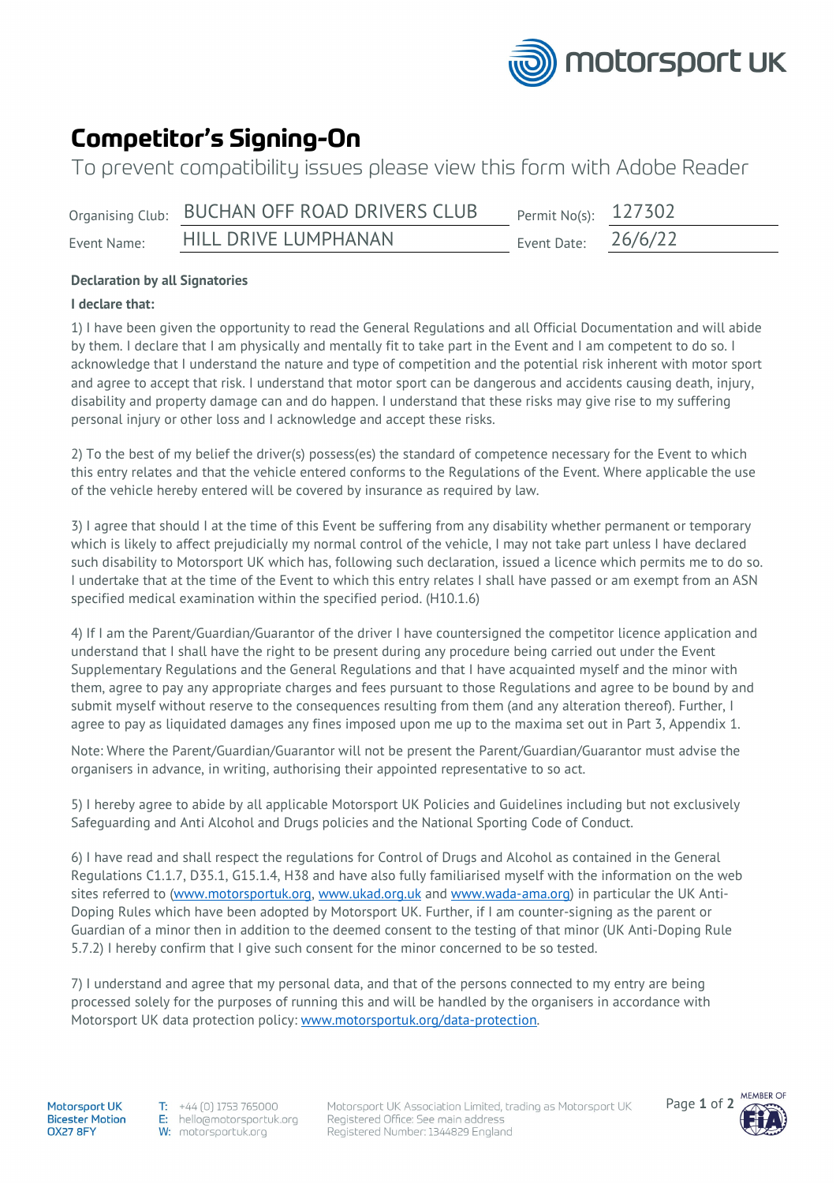# Competitor's Signing-On

To prevent compatibility issues please view this form with Adobe Reader

| | | | |
|---|---|---|---|
| Organising Club: | BUCHAN OFF ROAD DRIVERS CLUB | Permit No(s): | 127302 |
| Event Name: | HILL DRIVE LUMPHANAN | Event Date: | 26/6/22 |

**Declaration by all Signatories**

**I declare that:**

1) I have been given the opportunity to read the General Regulations and all Official Documentation and will abide by them. I declare that I am physically and mentally fit to take part in the Event and I am competent to do so. I acknowledge that I understand the nature and type of competition and the potential risk inherent with motor sport and agree to accept that risk. I understand that motor sport can be dangerous and accidents causing death, injury, disability and property damage can and do happen. I understand that these risks may give rise to my suffering personal injury or other loss and I acknowledge and accept these risks.

2) To the best of my belief the driver(s) possess(es) the standard of competence necessary for the Event to which this entry relates and that the vehicle entered conforms to the Regulations of the Event. Where applicable the use of the vehicle hereby entered will be covered by insurance as required by law.

3) I agree that should I at the time of this Event be suffering from any disability whether permanent or temporary which is likely to affect prejudicially my normal control of the vehicle, I may not take part unless I have declared such disability to Motorsport UK which has, following such declaration, issued a licence which permits me to do so. I undertake that at the time of the Event to which this entry relates I shall have passed or am exempt from an ASN specified medical examination within the specified period. (H10.1.6)

4) If I am the Parent/Guardian/Guarantor of the driver I have countersigned the competitor licence application and understand that I shall have the right to be present during any procedure being carried out under the Event Supplementary Regulations and the General Regulations and that I have acquainted myself and the minor with them, agree to pay any appropriate charges and fees pursuant to those Regulations and agree to be bound by and submit myself without reserve to the consequences resulting from them (and any alteration thereof). Further, I agree to pay as liquidated damages any fines imposed upon me up to the maxima set out in Part 3, Appendix 1.

Note: Where the Parent/Guardian/Guarantor will not be present the Parent/Guardian/Guarantor must advise the organisers in advance, in writing, authorising their appointed representative to so act.

5) I hereby agree to abide by all applicable Motorsport UK Policies and Guidelines including but not exclusively Safeguarding and Anti Alcohol and Drugs policies and the National Sporting Code of Conduct.

6) I have read and shall respect the regulations for Control of Drugs and Alcohol as contained in the General Regulations C1.1.7, D35.1, G15.1.4, H38 and have also fully familiarised myself with the information on the web sites referred to (www.motorsportuk.org, www.ukad.org.uk and www.wada-ama.org) in particular the UK Anti-Doping Rules which have been adopted by Motorsport UK. Further, if I am counter-signing as the parent or Guardian of a minor then in addition to the deemed consent to the testing of that minor (UK Anti-Doping Rule 5.7.2) I hereby confirm that I give such consent for the minor concerned to be so tested.

7) I understand and agree that my personal data, and that of the persons connected to my entry are being processed solely for the purposes of running this and will be handled by the organisers in accordance with Motorsport UK data protection policy: www.motorsportuk.org/data-protection.

Motorsport UK
Bicester Motion
OX27 8FY

T: +44 (0) 1753 765000
E: hello@motorsportuk.org
W: motorsportuk.org

Motorsport UK Association Limited, trading as Motorsport UK
Registered Office: See main address
Registered Number: 1344829 England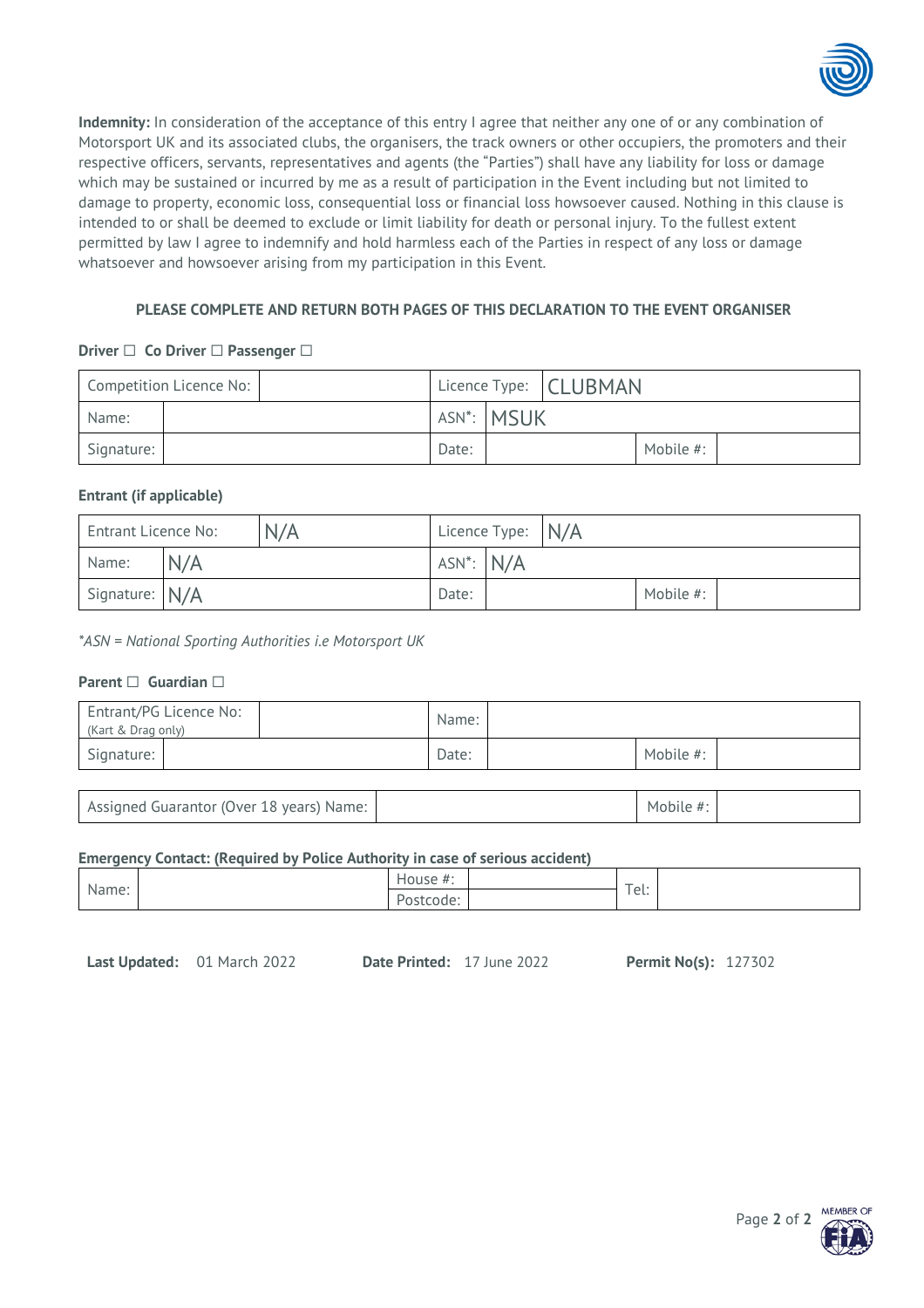**Indemnity:** In consideration of the acceptance of this entry I agree that neither any one of or any combination of Motorsport UK and its associated clubs, the organisers, the track owners or other occupiers, the promoters and their respective officers, servants, representatives and agents (the "Parties") shall have any liability for loss or damage which may be sustained or incurred by me as a result of participation in the Event including but not limited to damage to property, economic loss, consequential loss or financial loss howsoever caused. Nothing in this clause is intended to or shall be deemed to exclude or limit liability for death or personal injury. To the fullest extent permitted by law I agree to indemnify and hold harmless each of the Parties in respect of any loss or damage whatsoever and howsoever arising from my participation in this Event.

**PLEASE COMPLETE AND RETURN BOTH PAGES OF THIS DECLARATION TO THE EVENT ORGANISER**

**Driver ☐ Co Driver ☐ Passenger ☐**

| | | | | | |
|---|---|---|---|---|---|
| Competition Licence No: | | Licence Type: | CLUBMAN | | |
| Name: | | ASN*: | MSUK | | |
| Signature: | | Date: | | Mobile #: | |

**Entrant (if applicable)**

| | | | | | |
|---|---|---|---|---|---|
| Entrant Licence No: | N/A | Licence Type: | N/A | | |
| Name: | N/A | ASN*: | N/A | | |
| Signature: | N/A | Date: | | Mobile #: | |

*\*ASN = National Sporting Authorities i.e Motorsport UK*

**Parent ☐ Guardian ☐**

| | | | | | |
|---|---|---|---|---|---|
| Entrant/PG Licence No: (Kart & Drag only) | | Name: | | | |
| Signature: | | Date: | | Mobile #: | |

| | | | |
|---|---|---|---|
| Assigned Guarantor (Over 18 years) Name: | | Mobile #: | |

**Emergency Contact: (Required by Police Authority in case of serious accident)**

| | | | | | |
|---|---|---|---|---|---|
| Name: | | House #: | | Tel: | |
| | | Postcode: | | | |

**Last Updated:** 01 March 2022 **Date Printed:** 17 June 2022 **Permit No(s):** 127302